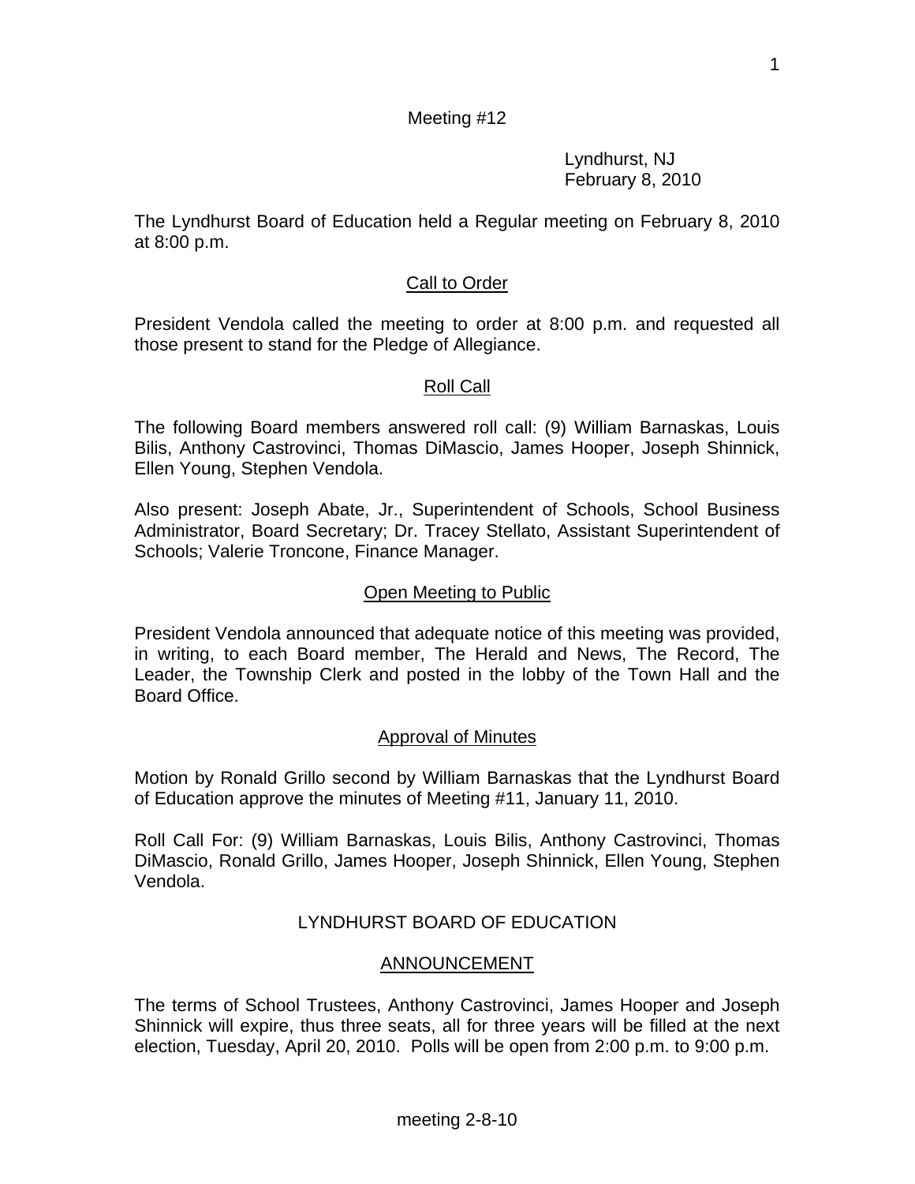Meeting #12

Lyndhurst, NJ
February 8, 2010

The Lyndhurst Board of Education held a Regular meeting on February 8, 2010 at 8:00 p.m.

## Call to Order

President Vendola called the meeting to order at 8:00 p.m. and requested all those present to stand for the Pledge of Allegiance.

## Roll Call

The following Board members answered roll call: (9) William Barnaskas, Louis Bilis, Anthony Castrovinci, Thomas DiMascio, James Hooper, Joseph Shinnick, Ellen Young, Stephen Vendola.

Also present: Joseph Abate, Jr., Superintendent of Schools, School Business Administrator, Board Secretary; Dr. Tracey Stellato, Assistant Superintendent of Schools; Valerie Troncone, Finance Manager.

## Open Meeting to Public

President Vendola announced that adequate notice of this meeting was provided, in writing, to each Board member, The Herald and News, The Record, The Leader, the Township Clerk and posted in the lobby of the Town Hall and the Board Office.

## Approval of Minutes

Motion by Ronald Grillo second by William Barnaskas that the Lyndhurst Board of Education approve the minutes of Meeting #11, January 11, 2010.

Roll Call For: (9) William Barnaskas, Louis Bilis, Anthony Castrovinci, Thomas DiMascio, Ronald Grillo, James Hooper, Joseph Shinnick, Ellen Young, Stephen Vendola.

## LYNDHURST BOARD OF EDUCATION

## ANNOUNCEMENT

The terms of School Trustees, Anthony Castrovinci, James Hooper and Joseph Shinnick will expire, thus three seats, all for three years will be filled at the next election, Tuesday, April 20, 2010. Polls will be open from 2:00 p.m. to 9:00 p.m.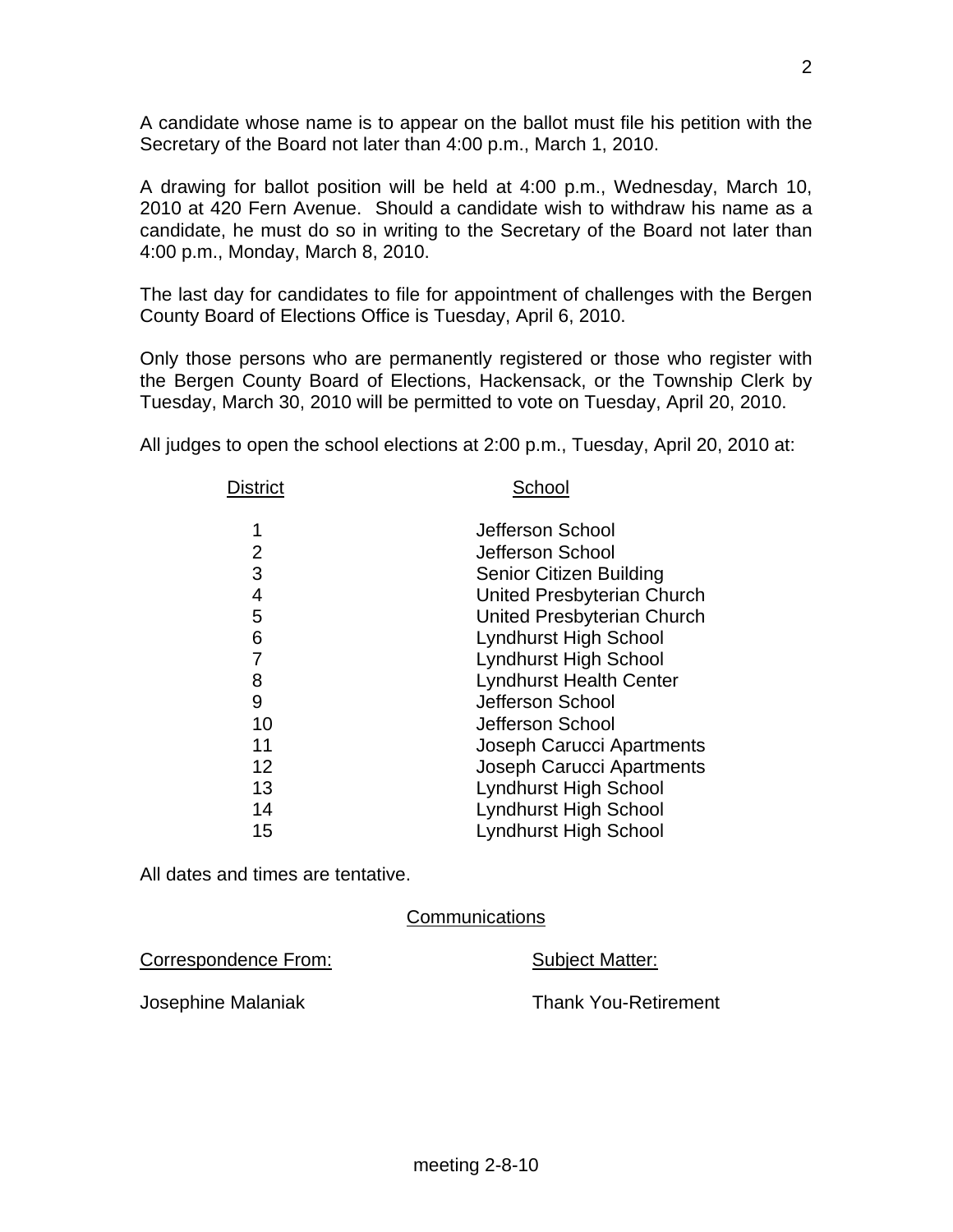A candidate whose name is to appear on the ballot must file his petition with the Secretary of the Board not later than 4:00 p.m., March 1, 2010.

A drawing for ballot position will be held at 4:00 p.m., Wednesday, March 10, 2010 at 420 Fern Avenue. Should a candidate wish to withdraw his name as a candidate, he must do so in writing to the Secretary of the Board not later than 4:00 p.m., Monday, March 8, 2010.

The last day for candidates to file for appointment of challenges with the Bergen County Board of Elections Office is Tuesday, April 6, 2010.

Only those persons who are permanently registered or those who register with the Bergen County Board of Elections, Hackensack, or the Township Clerk by Tuesday, March 30, 2010 will be permitted to vote on Tuesday, April 20, 2010.

All judges to open the school elections at 2:00 p.m., Tuesday, April 20, 2010 at:

| District | School |
|---|---|
| 1 | Jefferson School |
| 2 | Jefferson School |
| 3 | Senior Citizen Building |
| 4 | United Presbyterian Church |
| 5 | United Presbyterian Church |
| 6 | Lyndhurst High School |
| 7 | Lyndhurst High School |
| 8 | Lyndhurst Health Center |
| 9 | Jefferson School |
| 10 | Jefferson School |
| 11 | Joseph Carucci Apartments |
| 12 | Joseph Carucci Apartments |
| 13 | Lyndhurst High School |
| 14 | Lyndhurst High School |
| 15 | Lyndhurst High School |

All dates and times are tentative.

## Communications

| Correspondence From: | Subject Matter: |
|---|---|
| Josephine Malaniak | Thank You-Retirement |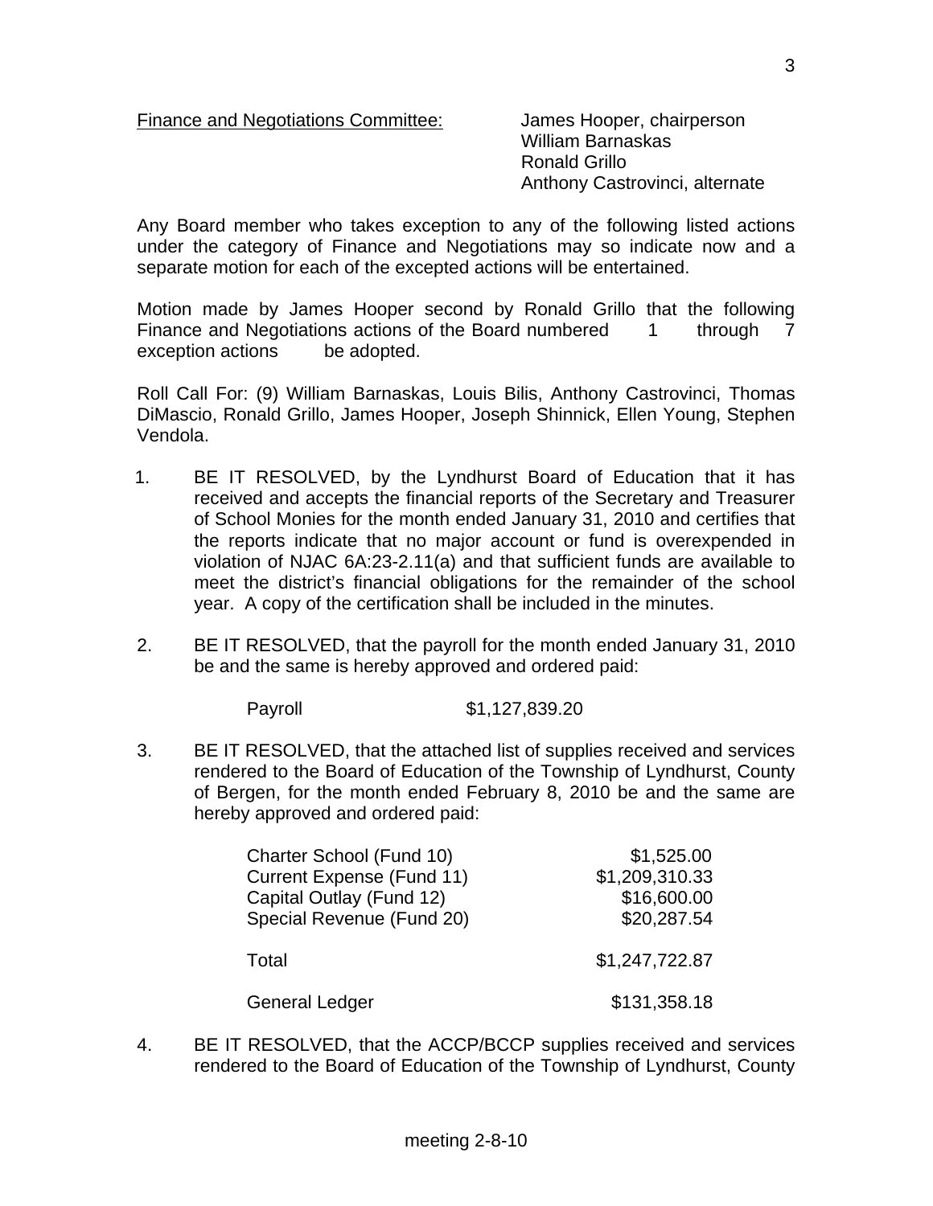Finance and Negotiations Committee: James Hooper, chairperson
William Barnaskas
Ronald Grillo
Anthony Castrovinci, alternate

Any Board member who takes exception to any of the following listed actions under the category of Finance and Negotiations may so indicate now and a separate motion for each of the excepted actions will be entertained.

Motion made by James Hooper second by Ronald Grillo that the following Finance and Negotiations actions of the Board numbered 1 through 7 exception actions be adopted.

Roll Call For: (9) William Barnaskas, Louis Bilis, Anthony Castrovinci, Thomas DiMascio, Ronald Grillo, James Hooper, Joseph Shinnick, Ellen Young, Stephen Vendola.

1. BE IT RESOLVED, by the Lyndhurst Board of Education that it has received and accepts the financial reports of the Secretary and Treasurer of School Monies for the month ended January 31, 2010 and certifies that the reports indicate that no major account or fund is overexpended in violation of NJAC 6A:23-2.11(a) and that sufficient funds are available to meet the district's financial obligations for the remainder of the school year. A copy of the certification shall be included in the minutes.

2. BE IT RESOLVED, that the payroll for the month ended January 31, 2010 be and the same is hereby approved and ordered paid:

   Payroll $1,127,839.20

3. BE IT RESOLVED, that the attached list of supplies received and services rendered to the Board of Education of the Township of Lyndhurst, County of Bergen, for the month ended February 8, 2010 be and the same are hereby approved and ordered paid:

| | |
|---|---|
| Charter School (Fund 10) | $1,525.00 |
| Current Expense (Fund 11) | $1,209,310.33 |
| Capital Outlay (Fund 12) | $16,600.00 |
| Special Revenue (Fund 20) | $20,287.54 |
| Total | $1,247,722.87 |
| General Ledger | $131,358.18 |

4. BE IT RESOLVED, that the ACCP/BCCP supplies received and services rendered to the Board of Education of the Township of Lyndhurst, County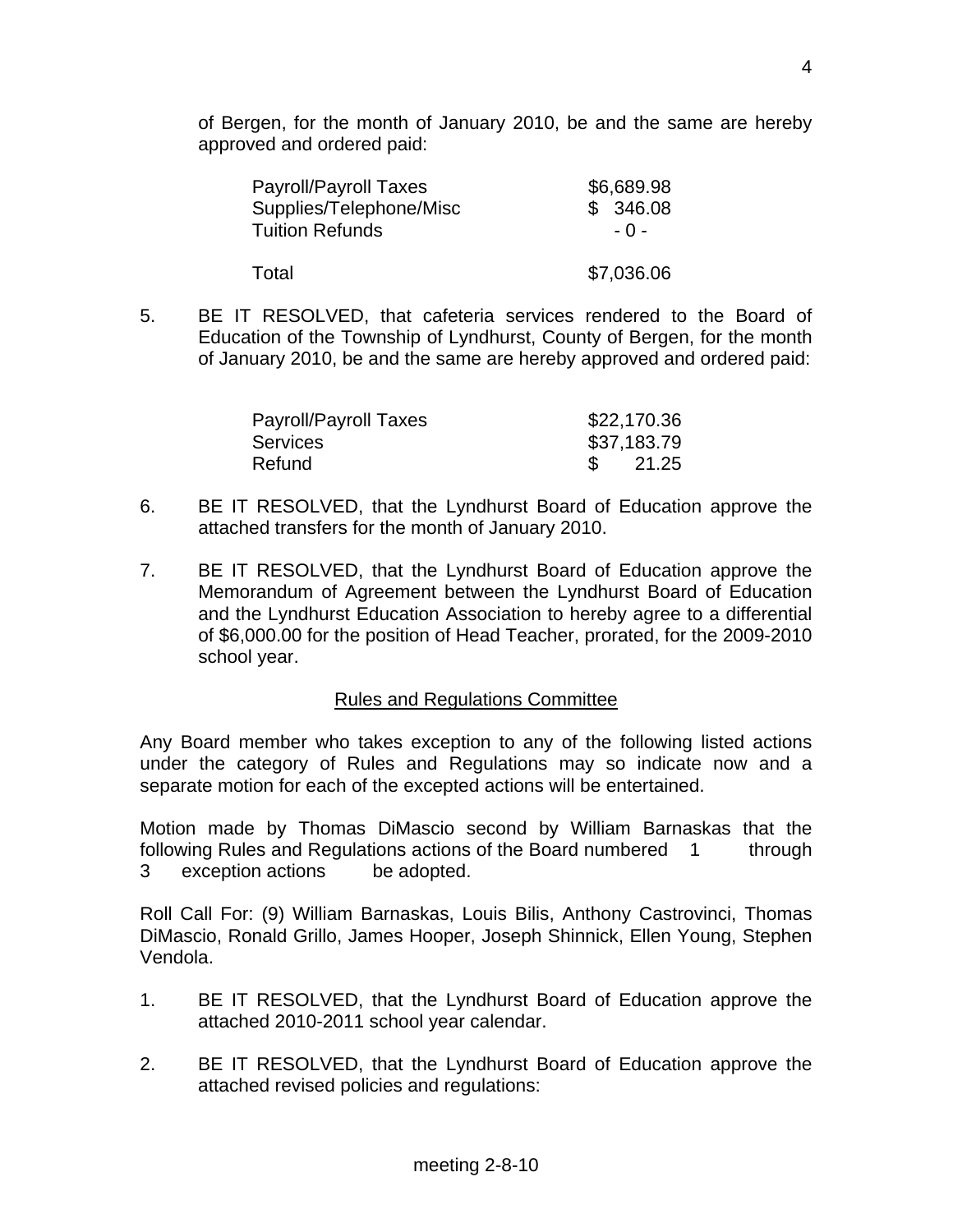of Bergen, for the month of January 2010, be and the same are hereby approved and ordered paid:

| | |
|---|---|
| Payroll/Payroll Taxes | $6,689.98 |
| Supplies/Telephone/Misc | $ 346.08 |
| Tuition Refunds | - 0 - |
| Total | $7,036.06 |

5. BE IT RESOLVED, that cafeteria services rendered to the Board of Education of the Township of Lyndhurst, County of Bergen, for the month of January 2010, be and the same are hereby approved and ordered paid:

| | |
|---|---|
| Payroll/Payroll Taxes | $22,170.36 |
| Services | $37,183.79 |
| Refund | $ 21.25 |

6. BE IT RESOLVED, that the Lyndhurst Board of Education approve the attached transfers for the month of January 2010.

7. BE IT RESOLVED, that the Lyndhurst Board of Education approve the Memorandum of Agreement between the Lyndhurst Board of Education and the Lyndhurst Education Association to hereby agree to a differential of $6,000.00 for the position of Head Teacher, prorated, for the 2009-2010 school year.

## Rules and Regulations Committee

Any Board member who takes exception to any of the following listed actions under the category of Rules and Regulations may so indicate now and a separate motion for each of the excepted actions will be entertained.

Motion made by Thomas DiMascio second by William Barnaskas that the following Rules and Regulations actions of the Board numbered 1 through 3 exception actions be adopted.

Roll Call For: (9) William Barnaskas, Louis Bilis, Anthony Castrovinci, Thomas DiMascio, Ronald Grillo, James Hooper, Joseph Shinnick, Ellen Young, Stephen Vendola.

1. BE IT RESOLVED, that the Lyndhurst Board of Education approve the attached 2010-2011 school year calendar.

2. BE IT RESOLVED, that the Lyndhurst Board of Education approve the attached revised policies and regulations: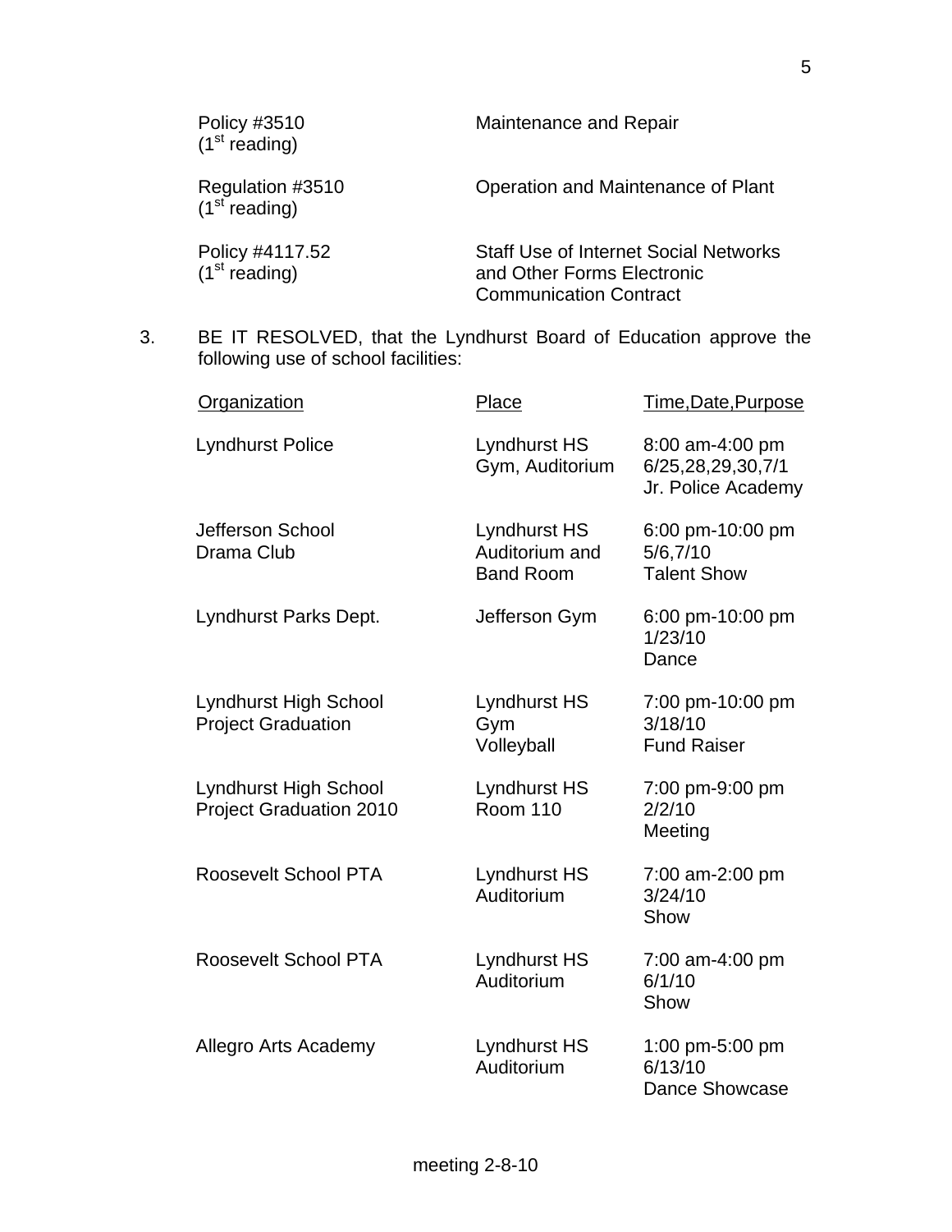| | |
|---|---|
| Policy #3510 (1st reading) | Maintenance and Repair |
| Regulation #3510 (1st reading) | Operation and Maintenance of Plant |
| Policy #4117.52 (1st reading) | Staff Use of Internet Social Networks and Other Forms Electronic Communication Contract |

3. BE IT RESOLVED, that the Lyndhurst Board of Education approve the following use of school facilities:

| Organization | Place | Time,Date,Purpose |
|---|---|---|
| Lyndhurst Police | Lyndhurst HS Gym, Auditorium | 8:00 am-4:00 pm 6/25,28,29,30,7/1 Jr. Police Academy |
| Jefferson School Drama Club | Lyndhurst HS Auditorium and Band Room | 6:00 pm-10:00 pm 5/6,7/10 Talent Show |
| Lyndhurst Parks Dept. | Jefferson Gym | 6:00 pm-10:00 pm 1/23/10 Dance |
| Lyndhurst High School Project Graduation | Lyndhurst HS Gym Volleyball | 7:00 pm-10:00 pm 3/18/10 Fund Raiser |
| Lyndhurst High School Project Graduation 2010 | Lyndhurst HS Room 110 | 7:00 pm-9:00 pm 2/2/10 Meeting |
| Roosevelt School PTA | Lyndhurst HS Auditorium | 7:00 am-2:00 pm 3/24/10 Show |
| Roosevelt School PTA | Lyndhurst HS Auditorium | 7:00 am-4:00 pm 6/1/10 Show |
| Allegro Arts Academy | Lyndhurst HS Auditorium | 1:00 pm-5:00 pm 6/13/10 Dance Showcase |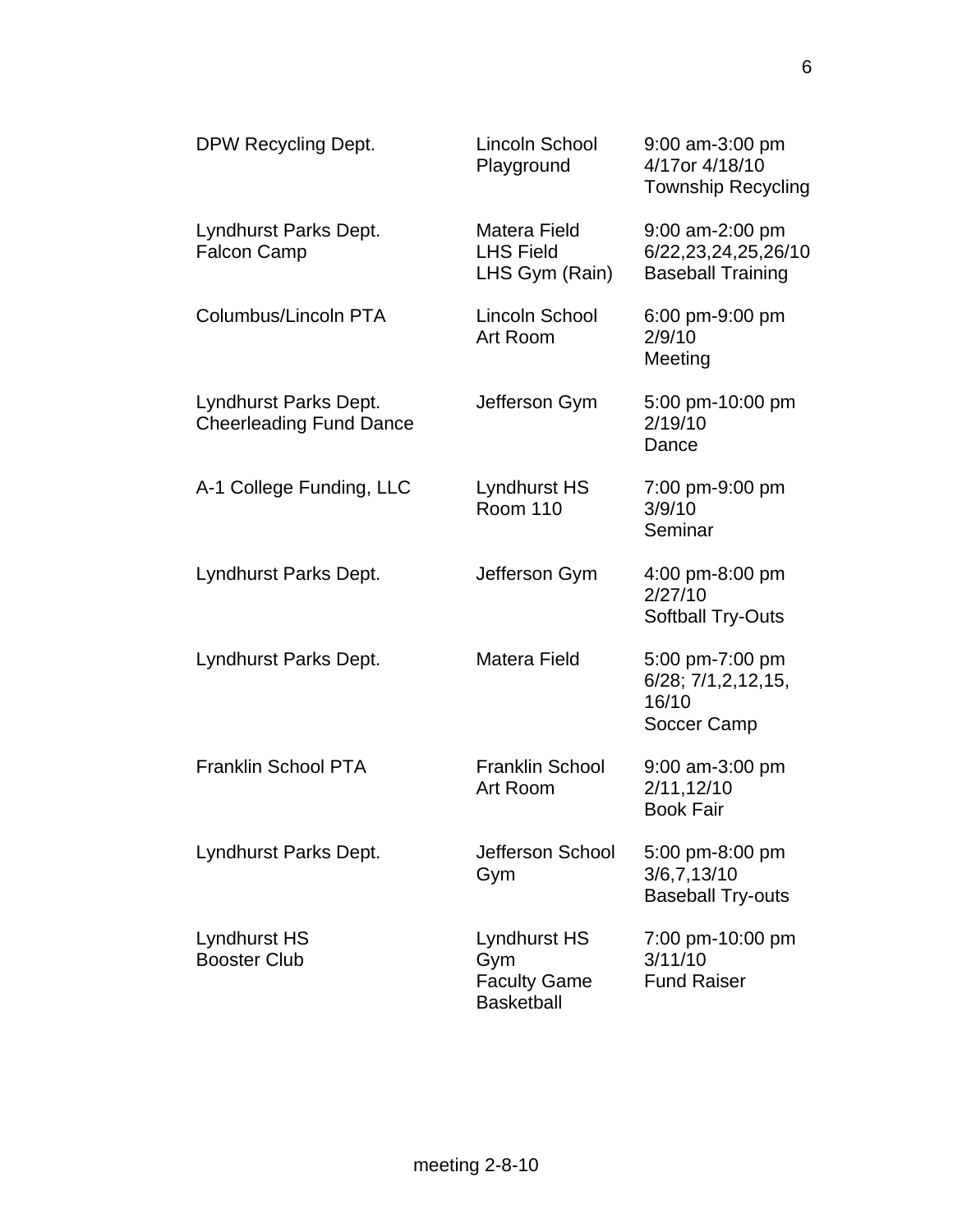| | | |
|---|---|---|
| DPW Recycling Dept. | Lincoln School Playground | 9:00 am-3:00 pm 4/17or 4/18/10 Township Recycling |
| Lyndhurst Parks Dept. Falcon Camp | Matera Field LHS Field LHS Gym (Rain) | 9:00 am-2:00 pm 6/22,23,24,25,26/10 Baseball Training |
| Columbus/Lincoln PTA | Lincoln School Art Room | 6:00 pm-9:00 pm 2/9/10 Meeting |
| Lyndhurst Parks Dept. Cheerleading Fund Dance | Jefferson Gym | 5:00 pm-10:00 pm 2/19/10 Dance |
| A-1 College Funding, LLC | Lyndhurst HS Room 110 | 7:00 pm-9:00 pm 3/9/10 Seminar |
| Lyndhurst Parks Dept. | Jefferson Gym | 4:00 pm-8:00 pm 2/27/10 Softball Try-Outs |
| Lyndhurst Parks Dept. | Matera Field | 5:00 pm-7:00 pm 6/28; 7/1,2,12,15, 16/10 Soccer Camp |
| Franklin School PTA | Franklin School Art Room | 9:00 am-3:00 pm 2/11,12/10 Book Fair |
| Lyndhurst Parks Dept. | Jefferson School Gym | 5:00 pm-8:00 pm 3/6,7,13/10 Baseball Try-outs |
| Lyndhurst HS Booster Club | Lyndhurst HS Gym Faculty Game Basketball | 7:00 pm-10:00 pm 3/11/10 Fund Raiser |

meeting 2-8-10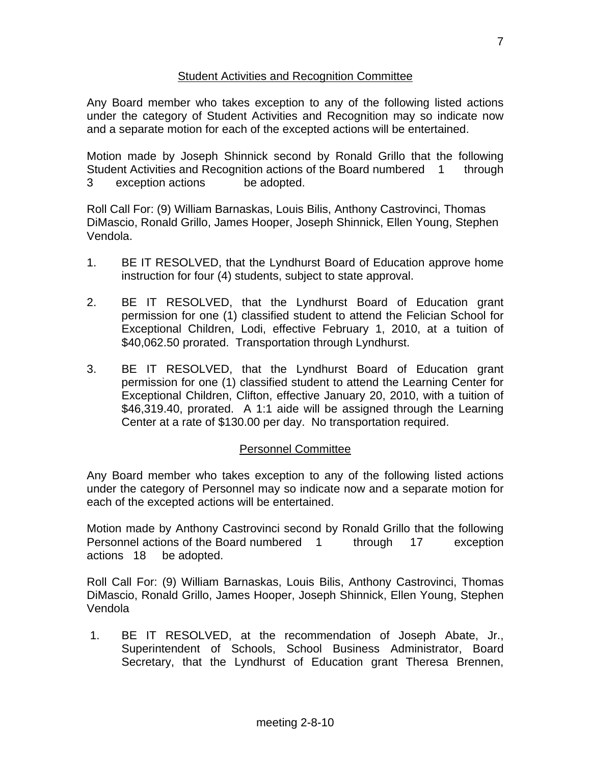## Student Activities and Recognition Committee

Any Board member who takes exception to any of the following listed actions under the category of Student Activities and Recognition may so indicate now and a separate motion for each of the excepted actions will be entertained.

Motion made by Joseph Shinnick second by Ronald Grillo that the following Student Activities and Recognition actions of the Board numbered 1 through 3 exception actions be adopted.

Roll Call For: (9) William Barnaskas, Louis Bilis, Anthony Castrovinci, Thomas DiMascio, Ronald Grillo, James Hooper, Joseph Shinnick, Ellen Young, Stephen Vendola.

1. BE IT RESOLVED, that the Lyndhurst Board of Education approve home instruction for four (4) students, subject to state approval.

2. BE IT RESOLVED, that the Lyndhurst Board of Education grant permission for one (1) classified student to attend the Felician School for Exceptional Children, Lodi, effective February 1, 2010, at a tuition of $40,062.50 prorated. Transportation through Lyndhurst.

3. BE IT RESOLVED, that the Lyndhurst Board of Education grant permission for one (1) classified student to attend the Learning Center for Exceptional Children, Clifton, effective January 20, 2010, with a tuition of $46,319.40, prorated. A 1:1 aide will be assigned through the Learning Center at a rate of $130.00 per day. No transportation required.

## Personnel Committee

Any Board member who takes exception to any of the following listed actions under the category of Personnel may so indicate now and a separate motion for each of the excepted actions will be entertained.

Motion made by Anthony Castrovinci second by Ronald Grillo that the following Personnel actions of the Board numbered 1 through 17 exception actions 18 be adopted.

Roll Call For: (9) William Barnaskas, Louis Bilis, Anthony Castrovinci, Thomas DiMascio, Ronald Grillo, James Hooper, Joseph Shinnick, Ellen Young, Stephen Vendola

1. BE IT RESOLVED, at the recommendation of Joseph Abate, Jr., Superintendent of Schools, School Business Administrator, Board Secretary, that the Lyndhurst of Education grant Theresa Brennen,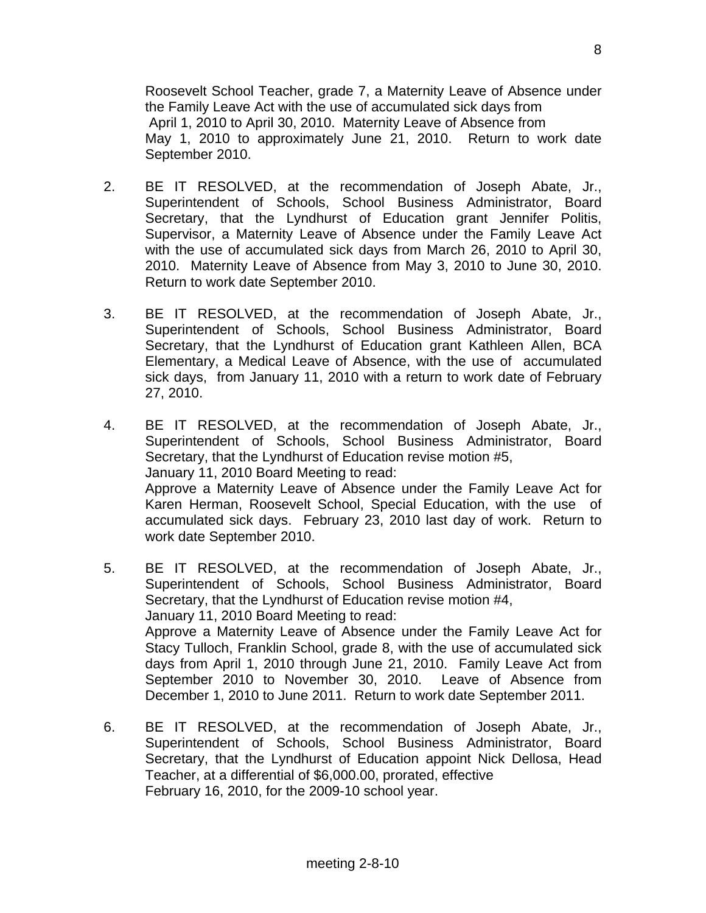Roosevelt School Teacher, grade 7, a Maternity Leave of Absence under the Family Leave Act with the use of accumulated sick days from April 1, 2010 to April 30, 2010. Maternity Leave of Absence from May 1, 2010 to approximately June 21, 2010. Return to work date September 2010.

2. BE IT RESOLVED, at the recommendation of Joseph Abate, Jr., Superintendent of Schools, School Business Administrator, Board Secretary, that the Lyndhurst of Education grant Jennifer Politis, Supervisor, a Maternity Leave of Absence under the Family Leave Act with the use of accumulated sick days from March 26, 2010 to April 30, 2010. Maternity Leave of Absence from May 3, 2010 to June 30, 2010. Return to work date September 2010.

3. BE IT RESOLVED, at the recommendation of Joseph Abate, Jr., Superintendent of Schools, School Business Administrator, Board Secretary, that the Lyndhurst of Education grant Kathleen Allen, BCA Elementary, a Medical Leave of Absence, with the use of accumulated sick days, from January 11, 2010 with a return to work date of February 27, 2010.

4. BE IT RESOLVED, at the recommendation of Joseph Abate, Jr., Superintendent of Schools, School Business Administrator, Board Secretary, that the Lyndhurst of Education revise motion #5, January 11, 2010 Board Meeting to read:
   Approve a Maternity Leave of Absence under the Family Leave Act for Karen Herman, Roosevelt School, Special Education, with the use of accumulated sick days. February 23, 2010 last day of work. Return to work date September 2010.

5. BE IT RESOLVED, at the recommendation of Joseph Abate, Jr., Superintendent of Schools, School Business Administrator, Board Secretary, that the Lyndhurst of Education revise motion #4, January 11, 2010 Board Meeting to read:
   Approve a Maternity Leave of Absence under the Family Leave Act for Stacy Tulloch, Franklin School, grade 8, with the use of accumulated sick days from April 1, 2010 through June 21, 2010. Family Leave Act from September 2010 to November 30, 2010. Leave of Absence from December 1, 2010 to June 2011. Return to work date September 2011.

6. BE IT RESOLVED, at the recommendation of Joseph Abate, Jr., Superintendent of Schools, School Business Administrator, Board Secretary, that the Lyndhurst of Education appoint Nick Dellosa, Head Teacher, at a differential of $6,000.00, prorated, effective February 16, 2010, for the 2009-10 school year.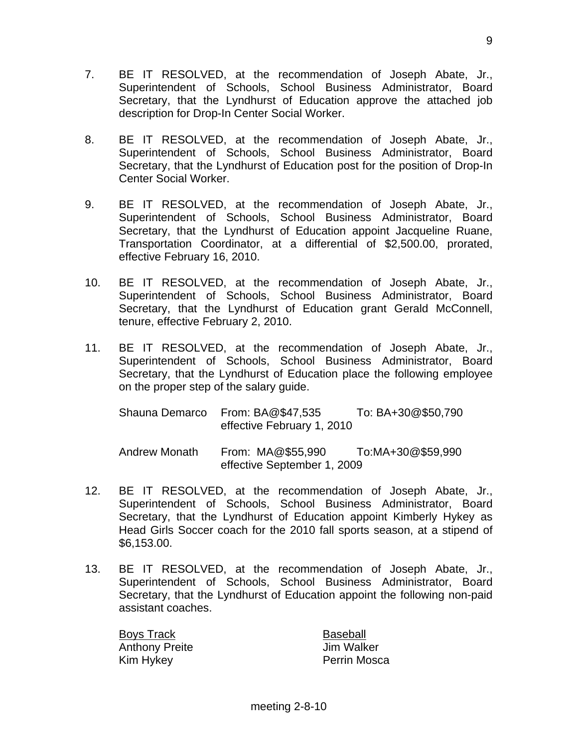7. BE IT RESOLVED, at the recommendation of Joseph Abate, Jr., Superintendent of Schools, School Business Administrator, Board Secretary, that the Lyndhurst of Education approve the attached job description for Drop-In Center Social Worker.

8. BE IT RESOLVED, at the recommendation of Joseph Abate, Jr., Superintendent of Schools, School Business Administrator, Board Secretary, that the Lyndhurst of Education post for the position of Drop-In Center Social Worker.

9. BE IT RESOLVED, at the recommendation of Joseph Abate, Jr., Superintendent of Schools, School Business Administrator, Board Secretary, that the Lyndhurst of Education appoint Jacqueline Ruane, Transportation Coordinator, at a differential of $2,500.00, prorated, effective February 16, 2010.

10. BE IT RESOLVED, at the recommendation of Joseph Abate, Jr., Superintendent of Schools, School Business Administrator, Board Secretary, that the Lyndhurst of Education grant Gerald McConnell, tenure, effective February 2, 2010.

11. BE IT RESOLVED, at the recommendation of Joseph Abate, Jr., Superintendent of Schools, School Business Administrator, Board Secretary, that the Lyndhurst of Education place the following employee on the proper step of the salary guide.

| | | |
|---|---|---|
| Shauna Demarco | From: BA@$47,535<br>effective February 1, 2010 | To: BA+30@$50,790 |
| Andrew Monath | From: MA@$55,990<br>effective September 1, 2009 | To:MA+30@$59,990 |

12. BE IT RESOLVED, at the recommendation of Joseph Abate, Jr., Superintendent of Schools, School Business Administrator, Board Secretary, that the Lyndhurst of Education appoint Kimberly Hykey as Head Girls Soccer coach for the 2010 fall sports season, at a stipend of $6,153.00.

13. BE IT RESOLVED, at the recommendation of Joseph Abate, Jr., Superintendent of Schools, School Business Administrator, Board Secretary, that the Lyndhurst of Education appoint the following non-paid assistant coaches.

| Boys Track | Baseball |
|---|---|
| Anthony Preite | Jim Walker |
| Kim Hykey | Perrin Mosca |

meeting 2-8-10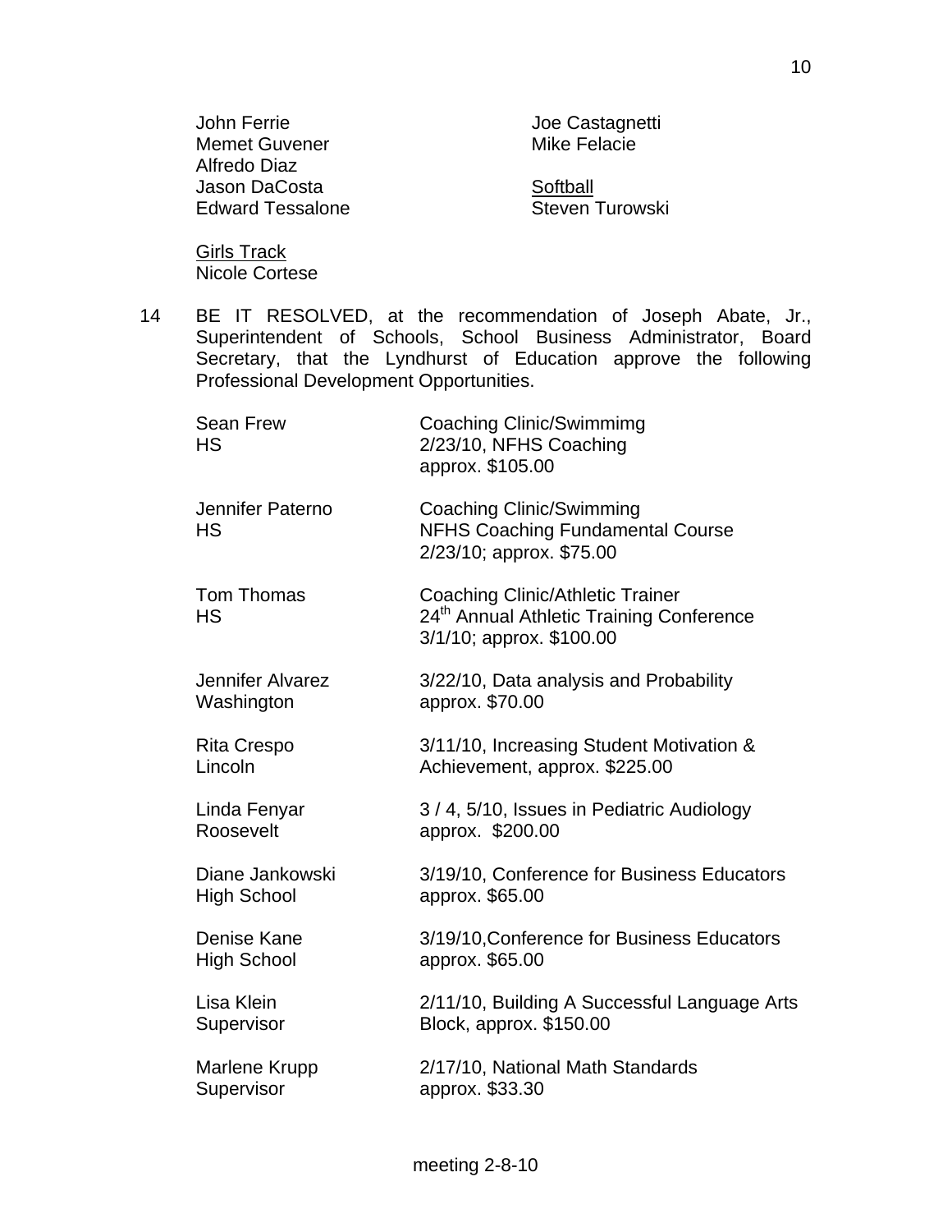John Ferrie
Memet Guvener
Alfredo Diaz
Jason DaCosta
Edward Tessalone

Joe Castagnetti
Mike Felacie

<u>Softball</u>
Steven Turowski

<u>Girls Track</u>
Nicole Cortese

14 BE IT RESOLVED, at the recommendation of Joseph Abate, Jr., Superintendent of Schools, School Business Administrator, Board Secretary, that the Lyndhurst of Education approve the following Professional Development Opportunities.

| | |
|---|---|
| Sean Frew<br>HS | Coaching Clinic/Swimmimg<br>2/23/10, NFHS Coaching<br>approx. $105.00 |
| Jennifer Paterno<br>HS | Coaching Clinic/Swimming<br>NFHS Coaching Fundamental Course<br>2/23/10; approx. $75.00 |
| Tom Thomas<br>HS | Coaching Clinic/Athletic Trainer<br>24th Annual Athletic Training Conference<br>3/1/10; approx. $100.00 |
| Jennifer Alvarez<br>Washington | 3/22/10, Data analysis and Probability<br>approx. $70.00 |
| Rita Crespo<br>Lincoln | 3/11/10, Increasing Student Motivation &<br>Achievement, approx. $225.00 |
| Linda Fenyar<br>Roosevelt | 3 / 4, 5/10, Issues in Pediatric Audiology<br>approx. $200.00 |
| Diane Jankowski<br>High School | 3/19/10, Conference for Business Educators<br>approx. $65.00 |
| Denise Kane<br>High School | 3/19/10,Conference for Business Educators<br>approx. $65.00 |
| Lisa Klein<br>Supervisor | 2/11/10, Building A Successful Language Arts<br>Block, approx. $150.00 |
| Marlene Krupp<br>Supervisor | 2/17/10, National Math Standards<br>approx. $33.30 |

meeting 2-8-10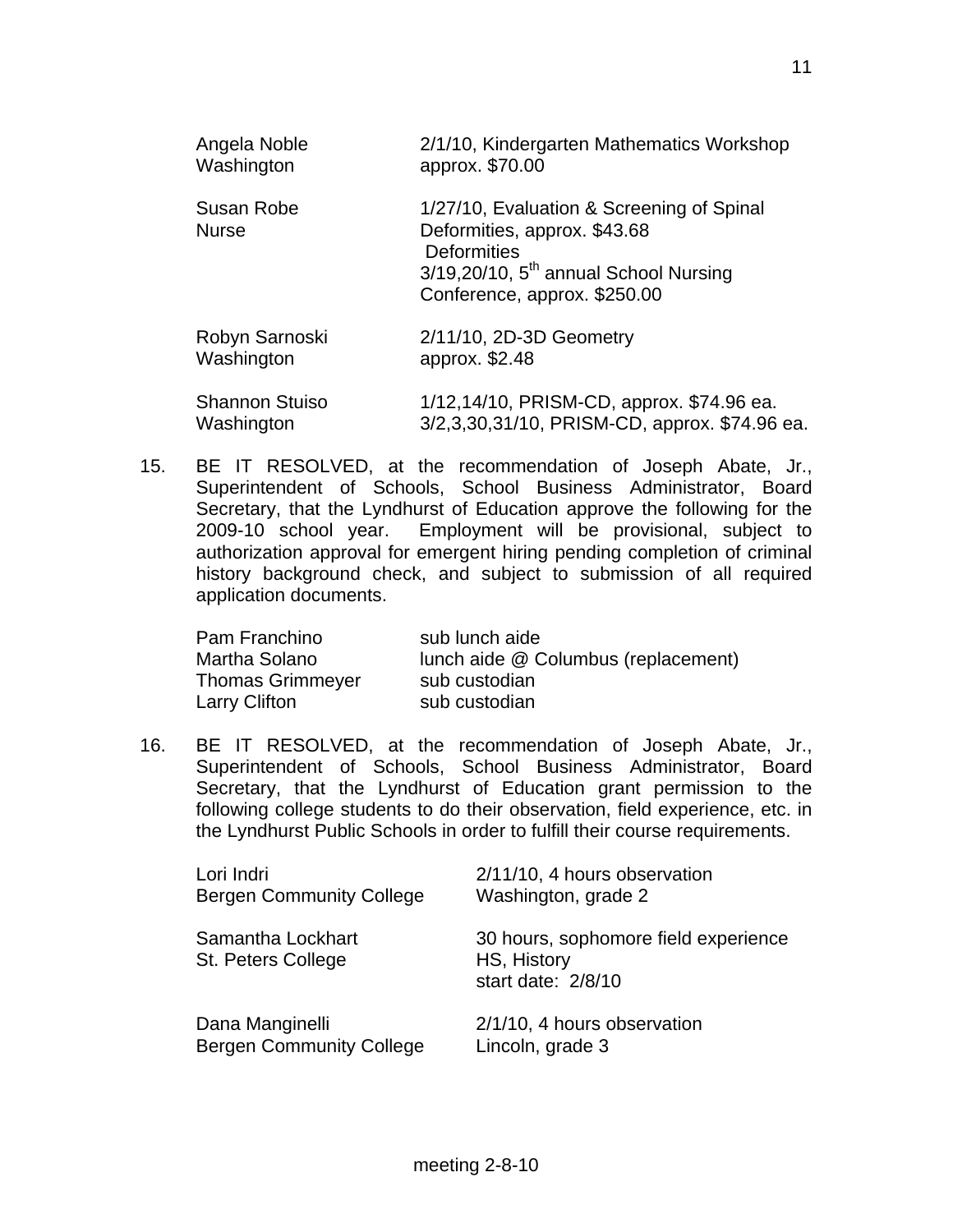| | |
|---|---|
| Angela Noble<br>Washington | 2/1/10, Kindergarten Mathematics Workshop<br>approx. $70.00 |
| Susan Robe<br>Nurse | 1/27/10, Evaluation & Screening of Spinal Deformities, approx. $43.68<br>Deformities<br>3/19,20/10, 5th annual School Nursing Conference, approx. $250.00 |
| Robyn Sarnoski<br>Washington | 2/11/10, 2D-3D Geometry<br>approx. $2.48 |
| Shannon Stuiso<br>Washington | 1/12,14/10, PRISM-CD, approx. $74.96 ea.<br>3/2,3,30,31/10, PRISM-CD, approx. $74.96 ea. |

15. BE IT RESOLVED, at the recommendation of Joseph Abate, Jr., Superintendent of Schools, School Business Administrator, Board Secretary, that the Lyndhurst of Education approve the following for the 2009-10 school year. Employment will be provisional, subject to authorization approval for emergent hiring pending completion of criminal history background check, and subject to submission of all required application documents.

| | |
|---|---|
| Pam Franchino | sub lunch aide |
| Martha Solano | lunch aide @ Columbus (replacement) |
| Thomas Grimmeyer | sub custodian |
| Larry Clifton | sub custodian |

16. BE IT RESOLVED, at the recommendation of Joseph Abate, Jr., Superintendent of Schools, School Business Administrator, Board Secretary, that the Lyndhurst of Education grant permission to the following college students to do their observation, field experience, etc. in the Lyndhurst Public Schools in order to fulfill their course requirements.

| | |
|---|---|
| Lori Indri<br>Bergen Community College | 2/11/10, 4 hours observation<br>Washington, grade 2 |
| Samantha Lockhart<br>St. Peters College | 30 hours, sophomore field experience<br>HS, History<br>start date: 2/8/10 |
| Dana Manginelli<br>Bergen Community College | 2/1/10, 4 hours observation<br>Lincoln, grade 3 |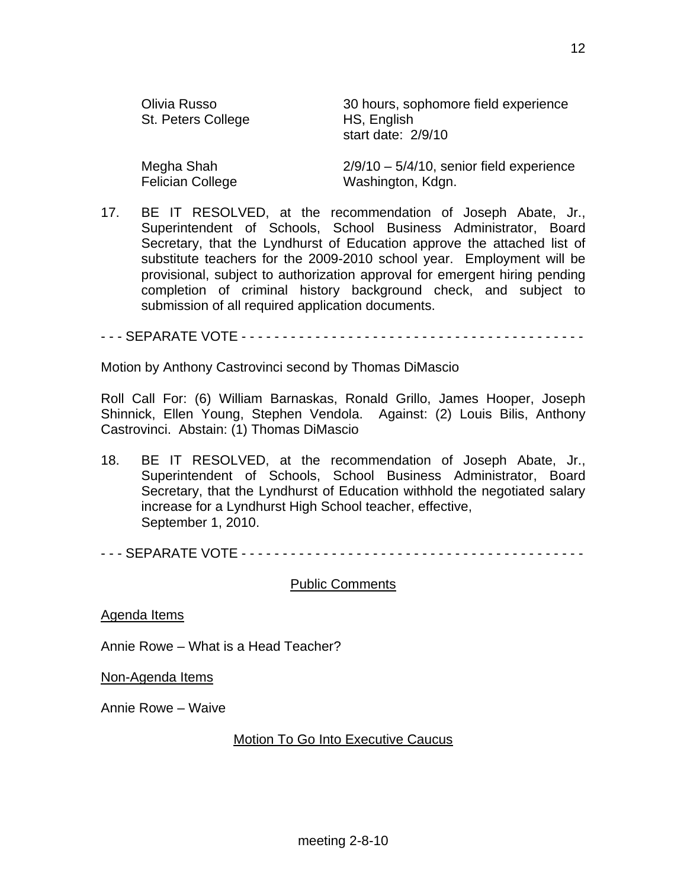| | |
|---|---|
| Olivia Russo<br>St. Peters College | 30 hours, sophomore field experience<br>HS, English<br>start date: 2/9/10 |
| Megha Shah<br>Felician College | 2/9/10 – 5/4/10, senior field experience<br>Washington, Kdgn. |

17. BE IT RESOLVED, at the recommendation of Joseph Abate, Jr., Superintendent of Schools, School Business Administrator, Board Secretary, that the Lyndhurst of Education approve the attached list of substitute teachers for the 2009-2010 school year. Employment will be provisional, subject to authorization approval for emergent hiring pending completion of criminal history background check, and subject to submission of all required application documents.

- - - SEPARATE VOTE - - - - - - - - - - - - - - - - - - - - - - - - - - - - - - - - - - - - - - - - - -

Motion by Anthony Castrovinci second by Thomas DiMascio

Roll Call For: (6) William Barnaskas, Ronald Grillo, James Hooper, Joseph Shinnick, Ellen Young, Stephen Vendola. Against: (2) Louis Bilis, Anthony Castrovinci. Abstain: (1) Thomas DiMascio

18. BE IT RESOLVED, at the recommendation of Joseph Abate, Jr., Superintendent of Schools, School Business Administrator, Board Secretary, that the Lyndhurst of Education withhold the negotiated salary increase for a Lyndhurst High School teacher, effective, September 1, 2010.

- - - SEPARATE VOTE - - - - - - - - - - - - - - - - - - - - - - - - - - - - - - - - - - - - - - - - - -

<u>Public Comments</u>

<u>Agenda Items</u>

Annie Rowe – What is a Head Teacher?

<u>Non-Agenda Items</u>

Annie Rowe – Waive

<u>Motion To Go Into Executive Caucus</u>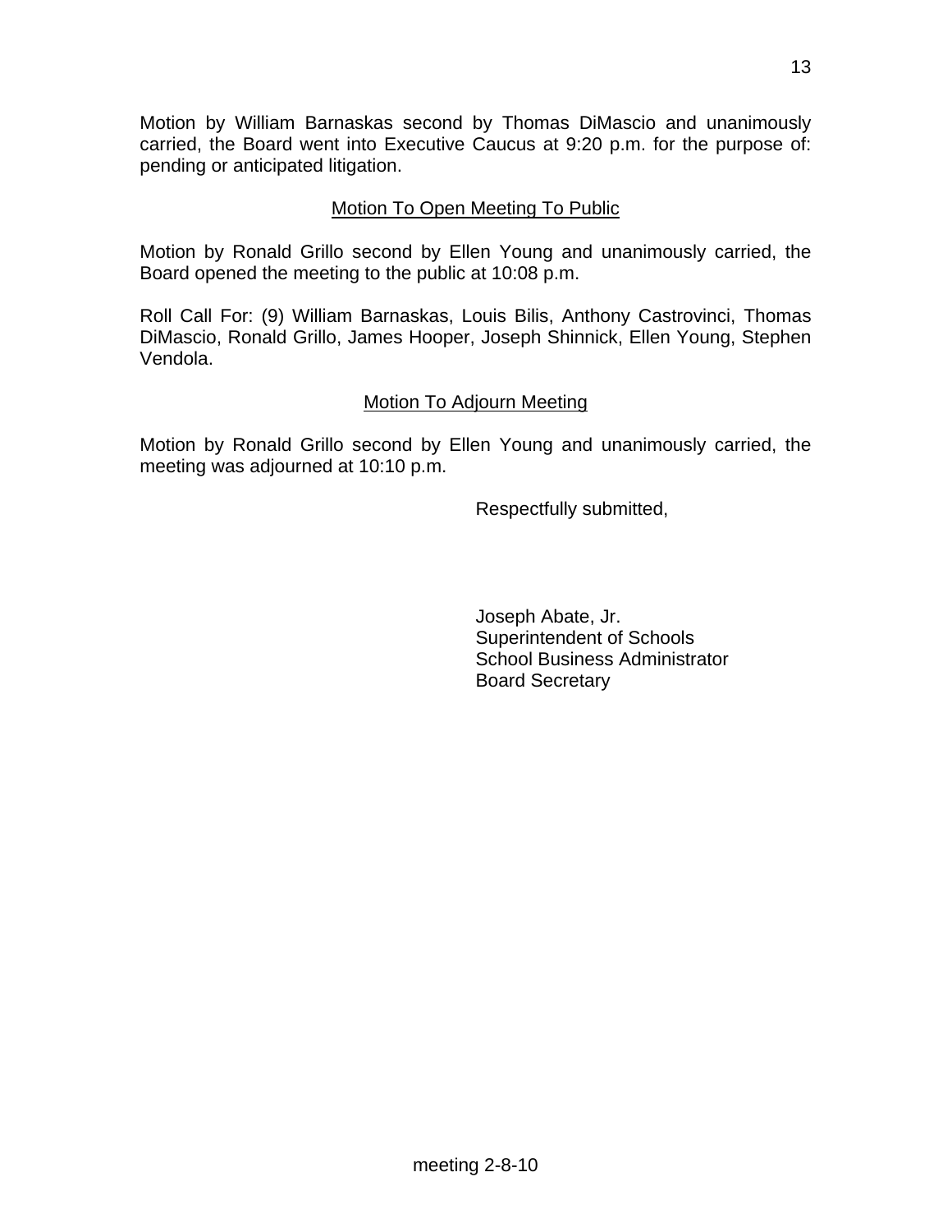Motion by William Barnaskas second by Thomas DiMascio and unanimously carried, the Board went into Executive Caucus at 9:20 p.m. for the purpose of: pending or anticipated litigation.

## Motion To Open Meeting To Public

Motion by Ronald Grillo second by Ellen Young and unanimously carried, the Board opened the meeting to the public at 10:08 p.m.

Roll Call For: (9) William Barnaskas, Louis Bilis, Anthony Castrovinci, Thomas DiMascio, Ronald Grillo, James Hooper, Joseph Shinnick, Ellen Young, Stephen Vendola.

## Motion To Adjourn Meeting

Motion by Ronald Grillo second by Ellen Young and unanimously carried, the meeting was adjourned at 10:10 p.m.

Respectfully submitted,

Joseph Abate, Jr.
Superintendent of Schools
School Business Administrator
Board Secretary